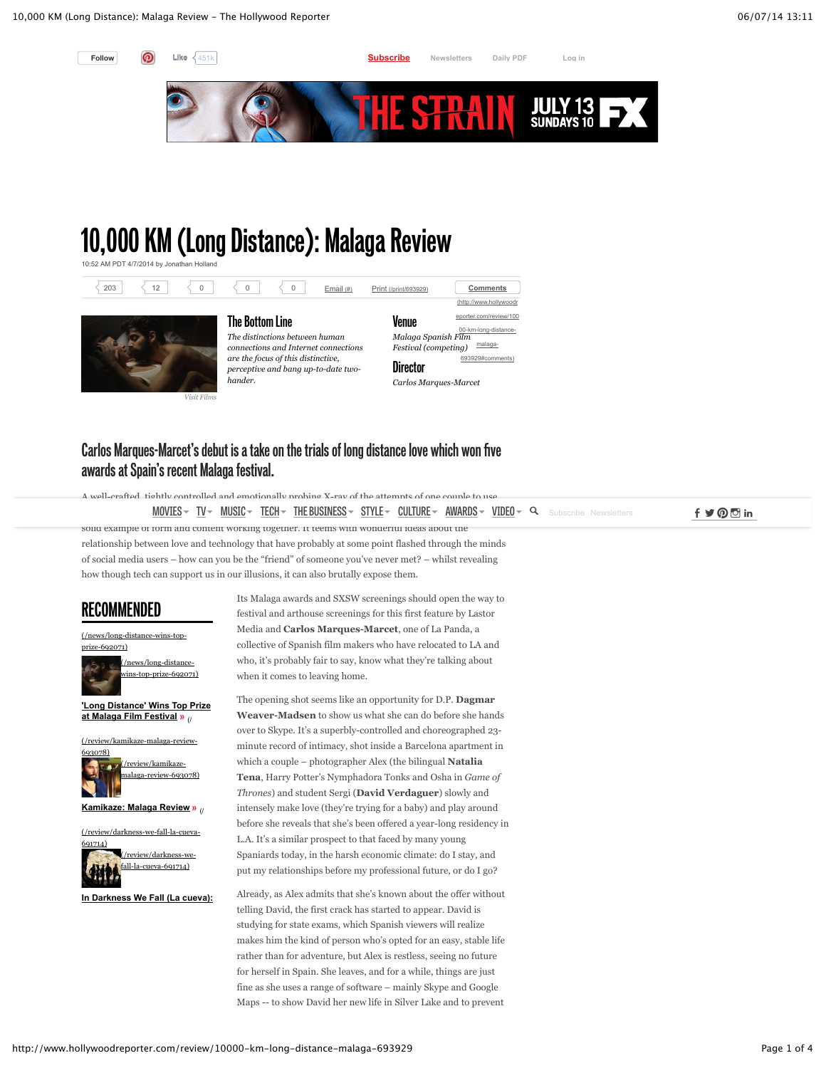# 10,000 KM (Long Distance): Malaga Review

10:52 AM PDT 4/7/2014 by Jonathan Holland

Visit Films

## The Bottom Line

*The distinctions between human connections and Internet connections are the focus of this distinctive, perceptive and bang up-to-date two-hander.*

## Venue

*Malaga Spanish Film Festival (competing)*

## Director

*Carlos Marques-Marcet*

## Carlos Marques-Marcet's debut is a take on the trials of long distance love which won five awards at Spain's recent Malaga festival.

A well-crafted, tightly controlled and emotionally probing X-ray of the attempts of one couple to use

solid example of form and content working together. It teems with wonderful ideas about the relationship between love and technology that have probably at some point flashed through the minds of social media users – how can you be the "friend" of someone you've never met? – whilst revealing how though tech can support us in our illusions, it can also brutally expose them.

Its Malaga awards and SXSW screenings should open the way to festival and arthouse screenings for this first feature by Lastor Media and **Carlos Marques-Marcet**, one of La Panda, a collective of Spanish film makers who have relocated to LA and who, it's probably fair to say, know what they're talking about when it comes to leaving home.

The opening shot seems like an opportunity for D.P. **Dagmar Weaver-Madsen** to show us what she can do before she hands over to Skype. It's a superbly-controlled and choreographed 23-minute record of intimacy, shot inside a Barcelona apartment in which a couple – photographer Alex (the bilingual **Natalia Tena**, Harry Potter's Nymphadora Tonks and Osha in *Game of Thrones*) and student Sergi (**David Verdaguer**) slowly and intensely make love (they're trying for a baby) and play around before she reveals that she's been offered a year-long residency in L.A. It's a similar prospect to that faced by many young Spaniards today, in the harsh economic climate: do I stay, and put my relationships before my professional future, or do I go?

Already, as Alex admits that she's known about the offer without telling David, the first crack has started to appear. David is studying for state exams, which Spanish viewers will realize makes him the kind of person who's opted for an easy, stable life rather than for adventure, but Alex is restless, seeing no future for herself in Spain. She leaves, and for a while, things are just fine as she uses a range of software – mainly Skype and Google Maps -- to show David her new life in Silver Lake and to prevent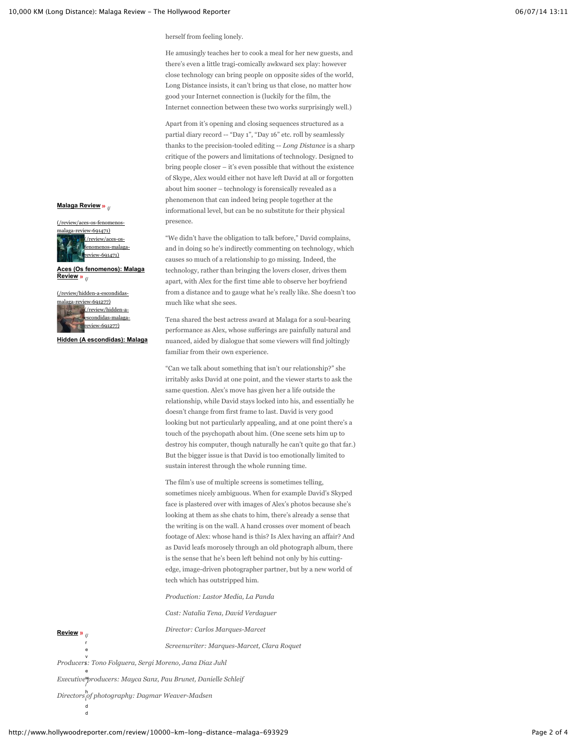herself from feeling lonely.

He amusingly teaches her to cook a meal for her new guests, and there's even a little tragi-comically awkward sex play: however close technology can bring people on opposite sides of the world, Long Distance insists, it can't bring us that close, no matter how good your Internet connection is (luckily for the film, the Internet connection between these two works surprisingly well.)

Apart from it's opening and closing sequences structured as a partial diary record -- "Day 1", "Day 16" etc. roll by seamlessly thanks to the precision-tooled editing -- *Long Distance* is a sharp critique of the powers and limitations of technology. Designed to bring people closer – it's even possible that without the existence of Skype, Alex would either not have left David at all or forgotten about him sooner – technology is forensically revealed as a phenomenon that can indeed bring people together at the informational level, but can be no substitute for their physical presence.

"We didn't have the obligation to talk before," David complains, and in doing so he's indirectly commenting on technology, which causes so much of a relationship to go missing. Indeed, the technology, rather than bringing the lovers closer, drives them apart, with Alex for the first time able to observe her boyfriend from a distance and to gauge what he's really like. She doesn't too much like what she sees.

Tena shared the best actress award at Malaga for a soul-bearing performance as Alex, whose sufferings are painfully natural and nuanced, aided by dialogue that some viewers will find joltingly familiar from their own experience.

"Can we talk about something that isn't our relationship?" she irritably asks David at one point, and the viewer starts to ask the same question. Alex's move has given her a life outside the relationship, while David stays locked into his, and essentially he doesn't change from first frame to last. David is very good looking but not particularly appealing, and at one point there's a touch of the psychopath about him. (One scene sets him up to destroy his computer, though naturally he can't quite go that far.) But the bigger issue is that David is too emotionally limited to sustain interest through the whole running time.

The film's use of multiple screens is sometimes telling, sometimes nicely ambiguous. When for example David's Skyped face is plastered over with images of Alex's photos because she's looking at them as she chats to him, there's already a sense that the writing is on the wall. A hand crosses over moment of beach footage of Alex: whose hand is this? Is Alex having an affair? And as David leafs morosely through an old photograph album, there is the sense that he's been left behind not only by his cutting-edge, image-driven photographer partner, but by a new world of tech which has outstripped him.

*Production: Lastor Media, La Panda*

*Cast: Natalia Tena, David Verdaguer*

*Director: Carlos Marques-Marcet*

*Screenwriter: Marques-Marcet, Clara Roquet*

*Producers: Tono Folguera, Sergi Moreno, Jana Diaz Juhl*

*Executive producers: Mayca Sanz, Pau Brunet, Danielle Schleif*

*Directors of photography: Dagmar Weaver-Madsen*